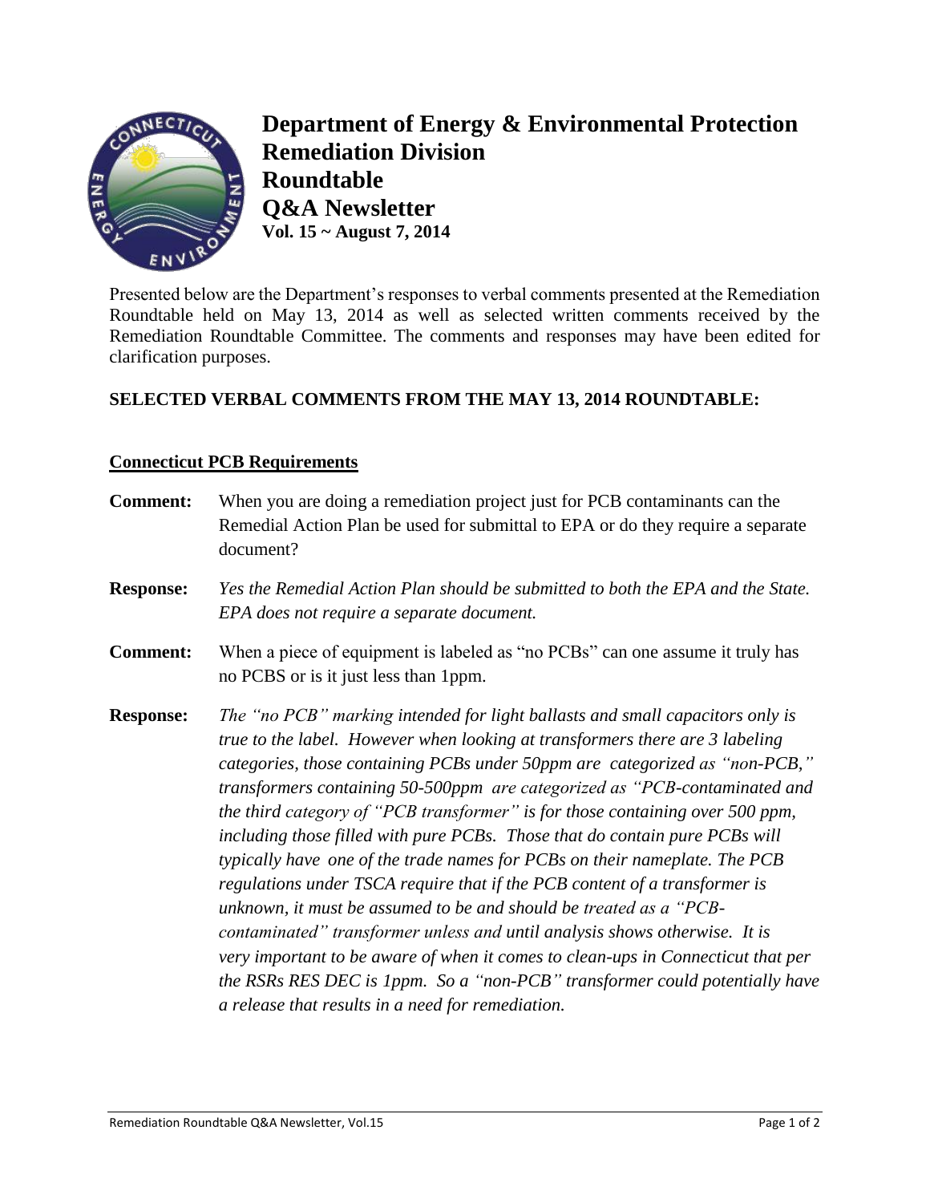# Department of Energy & Environmental Protection
## Remediation Division
## Roundtable
## Q&A Newsletter
**Vol. 15 ~ August 7, 2014**

Presented below are the Department's responses to verbal comments presented at the Remediation Roundtable held on May 13, 2014 as well as selected written comments received by the Remediation Roundtable Committee. The comments and responses may have been edited for clarification purposes.

**SELECTED VERBAL COMMENTS FROM THE MAY 13, 2014 ROUNDTABLE:**

**Connecticut PCB Requirements**

**Comment:** When you are doing a remediation project just for PCB contaminants can the Remedial Action Plan be used for submittal to EPA or do they require a separate document?

**Response:** *Yes the Remedial Action Plan should be submitted to both the EPA and the State. EPA does not require a separate document.*

**Comment:** When a piece of equipment is labeled as "no PCBs" can one assume it truly has no PCBS or is it just less than 1ppm.

**Response:** *The "no PCB" marking intended for light ballasts and small capacitors only is true to the label. However when looking at transformers there are 3 labeling categories, those containing PCBs under 50ppm are categorized as "non-PCB," transformers containing 50-500ppm are categorized as "PCB-contaminated and the third category of "PCB transformer" is for those containing over 500 ppm, including those filled with pure PCBs. Those that do contain pure PCBs will typically have one of the trade names for PCBs on their nameplate. The PCB regulations under TSCA require that if the PCB content of a transformer is unknown, it must be assumed to be and should be treated as a "PCB-contaminated" transformer unless and until analysis shows otherwise. It is very important to be aware of when it comes to clean-ups in Connecticut that per the RSRs RES DEC is 1ppm. So a "non-PCB" transformer could potentially have a release that results in a need for remediation.*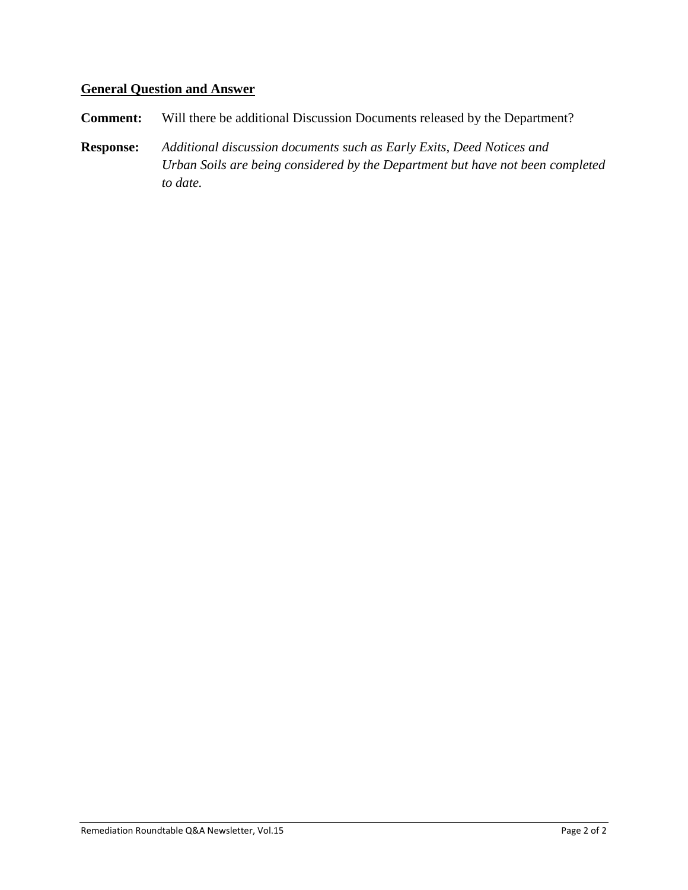## General Question and Answer

**Comment:** Will there be additional Discussion Documents released by the Department?

**Response:** *Additional discussion documents such as Early Exits, Deed Notices and Urban Soils are being considered by the Department but have not been completed to date.*